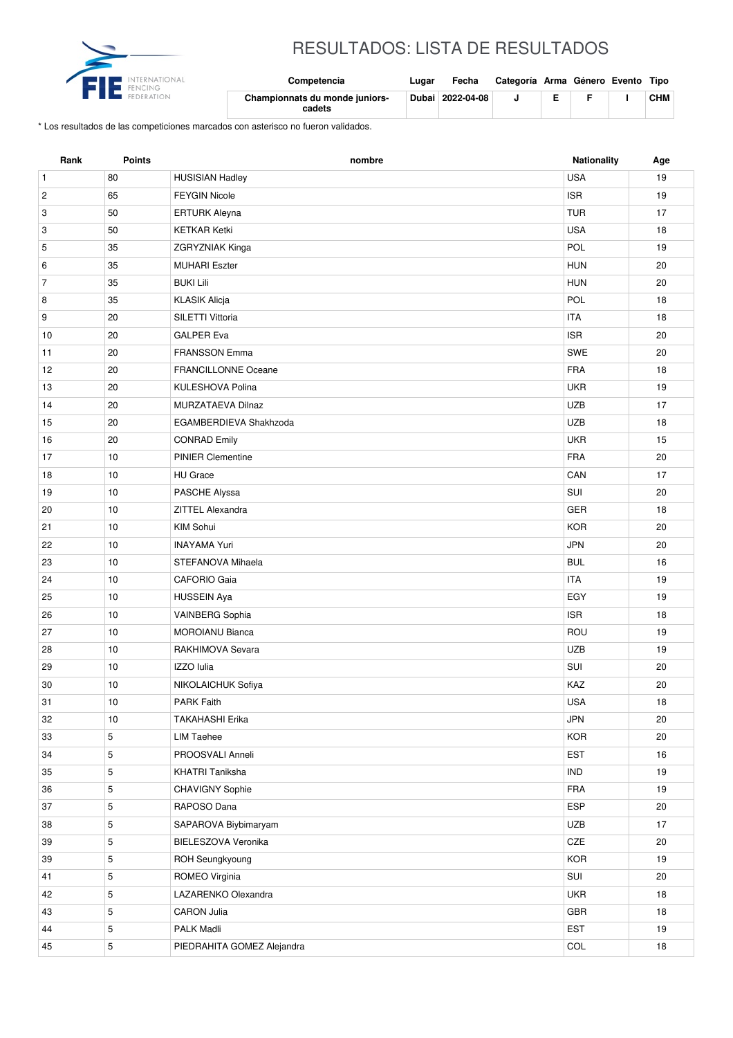# RESULTADOS: LISTA DE RESULTADOS

| Competencia | Lugar | Fecha | Categoría | Arma | Género | Evento | Tipo |
|---|---|---|---|---|---|---|---|
| **Championnats du monde juniors-cadets** | **Dubai** | **2022-04-08** | **J** | **E** | **F** | **I** | **CHM** |

\* Los resultados de las competiciones marcados con asterisco no fueron validados.

| Rank | Points | nombre | Nationality | Age |
|---|---|---|---|---|
| 1 | 80 | HUSISIAN Hadley | USA | 19 |
| 2 | 65 | FEYGIN Nicole | ISR | 19 |
| 3 | 50 | ERTURK Aleyna | TUR | 17 |
| 3 | 50 | KETKAR Ketki | USA | 18 |
| 5 | 35 | ZGRYZNIAK Kinga | POL | 19 |
| 6 | 35 | MUHARI Eszter | HUN | 20 |
| 7 | 35 | BUKI Lili | HUN | 20 |
| 8 | 35 | KLASIK Alicja | POL | 18 |
| 9 | 20 | SILETTI Vittoria | ITA | 18 |
| 10 | 20 | GALPER Eva | ISR | 20 |
| 11 | 20 | FRANSSON Emma | SWE | 20 |
| 12 | 20 | FRANCILLONNE Oceane | FRA | 18 |
| 13 | 20 | KULESHOVA Polina | UKR | 19 |
| 14 | 20 | MURZATAEVA Dilnaz | UZB | 17 |
| 15 | 20 | EGAMBERDIEVA Shakhzoda | UZB | 18 |
| 16 | 20 | CONRAD Emily | UKR | 15 |
| 17 | 10 | PINIER Clementine | FRA | 20 |
| 18 | 10 | HU Grace | CAN | 17 |
| 19 | 10 | PASCHE Alyssa | SUI | 20 |
| 20 | 10 | ZITTEL Alexandra | GER | 18 |
| 21 | 10 | KIM Sohui | KOR | 20 |
| 22 | 10 | INAYAMA Yuri | JPN | 20 |
| 23 | 10 | STEFANOVA Mihaela | BUL | 16 |
| 24 | 10 | CAFORIO Gaia | ITA | 19 |
| 25 | 10 | HUSSEIN Aya | EGY | 19 |
| 26 | 10 | VAINBERG Sophia | ISR | 18 |
| 27 | 10 | MOROIANU Bianca | ROU | 19 |
| 28 | 10 | RAKHIMOVA Sevara | UZB | 19 |
| 29 | 10 | IZZO Iulia | SUI | 20 |
| 30 | 10 | NIKOLAICHUK Sofiya | KAZ | 20 |
| 31 | 10 | PARK Faith | USA | 18 |
| 32 | 10 | TAKAHASHI Erika | JPN | 20 |
| 33 | 5 | LIM Taehee | KOR | 20 |
| 34 | 5 | PROOSVALI Anneli | EST | 16 |
| 35 | 5 | KHATRI Taniksha | IND | 19 |
| 36 | 5 | CHAVIGNY Sophie | FRA | 19 |
| 37 | 5 | RAPOSO Dana | ESP | 20 |
| 38 | 5 | SAPAROVA Biybimaryam | UZB | 17 |
| 39 | 5 | BIELESZOVA Veronika | CZE | 20 |
| 39 | 5 | ROH Seungkyoung | KOR | 19 |
| 41 | 5 | ROMEO Virginia | SUI | 20 |
| 42 | 5 | LAZARENKO Olexandra | UKR | 18 |
| 43 | 5 | CARON Julia | GBR | 18 |
| 44 | 5 | PALK Madli | EST | 19 |
| 45 | 5 | PIEDRAHITA GOMEZ Alejandra | COL | 18 |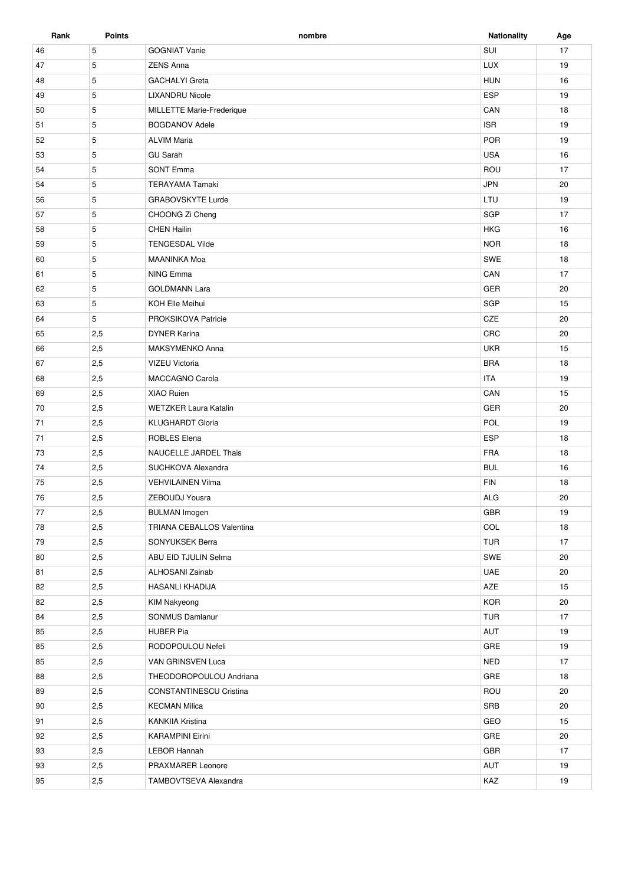| Rank | Points | nombre | Nationality | Age |
| --- | --- | --- | --- | --- |
| 46 | 5 | GOGNIAT Vanie | SUI | 17 |
| 47 | 5 | ZENS Anna | LUX | 19 |
| 48 | 5 | GACHALYI Greta | HUN | 16 |
| 49 | 5 | LIXANDRU Nicole | ESP | 19 |
| 50 | 5 | MILLETTE Marie-Frederique | CAN | 18 |
| 51 | 5 | BOGDANOV Adele | ISR | 19 |
| 52 | 5 | ALVIM Maria | POR | 19 |
| 53 | 5 | GU Sarah | USA | 16 |
| 54 | 5 | SONT Emma | ROU | 17 |
| 54 | 5 | TERAYAMA Tamaki | JPN | 20 |
| 56 | 5 | GRABOVSKYTE Lurde | LTU | 19 |
| 57 | 5 | CHOONG Zi Cheng | SGP | 17 |
| 58 | 5 | CHEN Hailin | HKG | 16 |
| 59 | 5 | TENGESDAL Vilde | NOR | 18 |
| 60 | 5 | MAANINKA Moa | SWE | 18 |
| 61 | 5 | NING Emma | CAN | 17 |
| 62 | 5 | GOLDMANN Lara | GER | 20 |
| 63 | 5 | KOH Elle Meihui | SGP | 15 |
| 64 | 5 | PROKSIKOVA Patricie | CZE | 20 |
| 65 | 2,5 | DYNER Karina | CRC | 20 |
| 66 | 2,5 | MAKSYMENKO Anna | UKR | 15 |
| 67 | 2,5 | VIZEU Victoria | BRA | 18 |
| 68 | 2,5 | MACCAGNO Carola | ITA | 19 |
| 69 | 2,5 | XIAO Ruien | CAN | 15 |
| 70 | 2,5 | WETZKER Laura Katalin | GER | 20 |
| 71 | 2,5 | KLUGHARDT Gloria | POL | 19 |
| 71 | 2,5 | ROBLES Elena | ESP | 18 |
| 73 | 2,5 | NAUCELLE JARDEL Thais | FRA | 18 |
| 74 | 2,5 | SUCHKOVA Alexandra | BUL | 16 |
| 75 | 2,5 | VEHVILAINEN Vilma | FIN | 18 |
| 76 | 2,5 | ZEBOUDJ Yousra | ALG | 20 |
| 77 | 2,5 | BULMAN Imogen | GBR | 19 |
| 78 | 2,5 | TRIANA CEBALLOS Valentina | COL | 18 |
| 79 | 2,5 | SONYUKSEK Berra | TUR | 17 |
| 80 | 2,5 | ABU EID TJULIN Selma | SWE | 20 |
| 81 | 2,5 | ALHOSANI Zainab | UAE | 20 |
| 82 | 2,5 | HASANLI KHADIJA | AZE | 15 |
| 82 | 2,5 | KIM Nakyeong | KOR | 20 |
| 84 | 2,5 | SONMUS Damlanur | TUR | 17 |
| 85 | 2,5 | HUBER Pia | AUT | 19 |
| 85 | 2,5 | RODOPOULOU Nefeli | GRE | 19 |
| 85 | 2,5 | VAN GRINSVEN Luca | NED | 17 |
| 88 | 2,5 | THEODOROPOULOU Andriana | GRE | 18 |
| 89 | 2,5 | CONSTANTINESCU Cristina | ROU | 20 |
| 90 | 2,5 | KECMAN Milica | SRB | 20 |
| 91 | 2,5 | KANKIIA Kristina | GEO | 15 |
| 92 | 2,5 | KARAMPINI Eirini | GRE | 20 |
| 93 | 2,5 | LEBOR Hannah | GBR | 17 |
| 93 | 2,5 | PRAXMARER Leonore | AUT | 19 |
| 95 | 2,5 | TAMBOVTSEVA Alexandra | KAZ | 19 |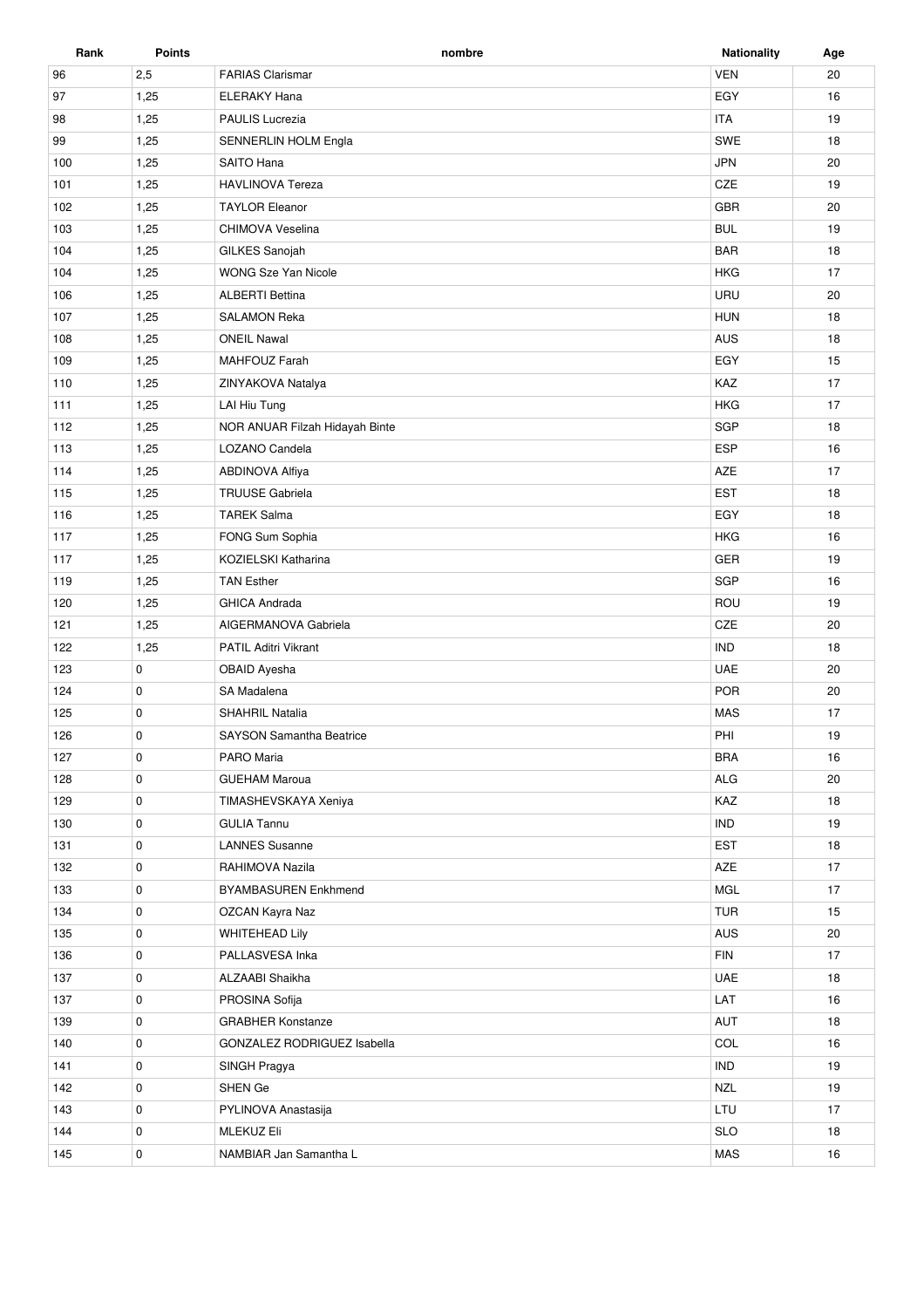| Rank | Points | nombre | Nationality | Age |
| --- | --- | --- | --- | --- |
| 96 | 2,5 | FARIAS Clarismar | VEN | 20 |
| 97 | 1,25 | ELERAKY Hana | EGY | 16 |
| 98 | 1,25 | PAULIS Lucrezia | ITA | 19 |
| 99 | 1,25 | SENNERLIN HOLM Engla | SWE | 18 |
| 100 | 1,25 | SAITO Hana | JPN | 20 |
| 101 | 1,25 | HAVLINOVA Tereza | CZE | 19 |
| 102 | 1,25 | TAYLOR Eleanor | GBR | 20 |
| 103 | 1,25 | CHIMOVA Veselina | BUL | 19 |
| 104 | 1,25 | GILKES Sanojah | BAR | 18 |
| 104 | 1,25 | WONG Sze Yan Nicole | HKG | 17 |
| 106 | 1,25 | ALBERTI Bettina | URU | 20 |
| 107 | 1,25 | SALAMON Reka | HUN | 18 |
| 108 | 1,25 | ONEIL Nawal | AUS | 18 |
| 109 | 1,25 | MAHFOUZ Farah | EGY | 15 |
| 110 | 1,25 | ZINYAKOVA Natalya | KAZ | 17 |
| 111 | 1,25 | LAI Hiu Tung | HKG | 17 |
| 112 | 1,25 | NOR ANUAR Filzah Hidayah Binte | SGP | 18 |
| 113 | 1,25 | LOZANO Candela | ESP | 16 |
| 114 | 1,25 | ABDINOVA Alfiya | AZE | 17 |
| 115 | 1,25 | TRUUSE Gabriela | EST | 18 |
| 116 | 1,25 | TAREK Salma | EGY | 18 |
| 117 | 1,25 | FONG Sum Sophia | HKG | 16 |
| 117 | 1,25 | KOZIELSKI Katharina | GER | 19 |
| 119 | 1,25 | TAN Esther | SGP | 16 |
| 120 | 1,25 | GHICA Andrada | ROU | 19 |
| 121 | 1,25 | AIGERMANOVA Gabriela | CZE | 20 |
| 122 | 1,25 | PATIL Aditri Vikrant | IND | 18 |
| 123 | 0 | OBAID Ayesha | UAE | 20 |
| 124 | 0 | SA Madalena | POR | 20 |
| 125 | 0 | SHAHRIL Natalia | MAS | 17 |
| 126 | 0 | SAYSON Samantha Beatrice | PHI | 19 |
| 127 | 0 | PARO Maria | BRA | 16 |
| 128 | 0 | GUEHAM Maroua | ALG | 20 |
| 129 | 0 | TIMASHEVSKAYA Xeniya | KAZ | 18 |
| 130 | 0 | GULIA Tannu | IND | 19 |
| 131 | 0 | LANNES Susanne | EST | 18 |
| 132 | 0 | RAHIMOVA Nazila | AZE | 17 |
| 133 | 0 | BYAMBASUREN Enkhmend | MGL | 17 |
| 134 | 0 | OZCAN Kayra Naz | TUR | 15 |
| 135 | 0 | WHITEHEAD Lily | AUS | 20 |
| 136 | 0 | PALLASVESA Inka | FIN | 17 |
| 137 | 0 | ALZAABI Shaikha | UAE | 18 |
| 137 | 0 | PROSINA Sofija | LAT | 16 |
| 139 | 0 | GRABHER Konstanze | AUT | 18 |
| 140 | 0 | GONZALEZ RODRIGUEZ Isabella | COL | 16 |
| 141 | 0 | SINGH Pragya | IND | 19 |
| 142 | 0 | SHEN Ge | NZL | 19 |
| 143 | 0 | PYLINOVA Anastasija | LTU | 17 |
| 144 | 0 | MLEKUZ Eli | SLO | 18 |
| 145 | 0 | NAMBIAR Jan Samantha L | MAS | 16 |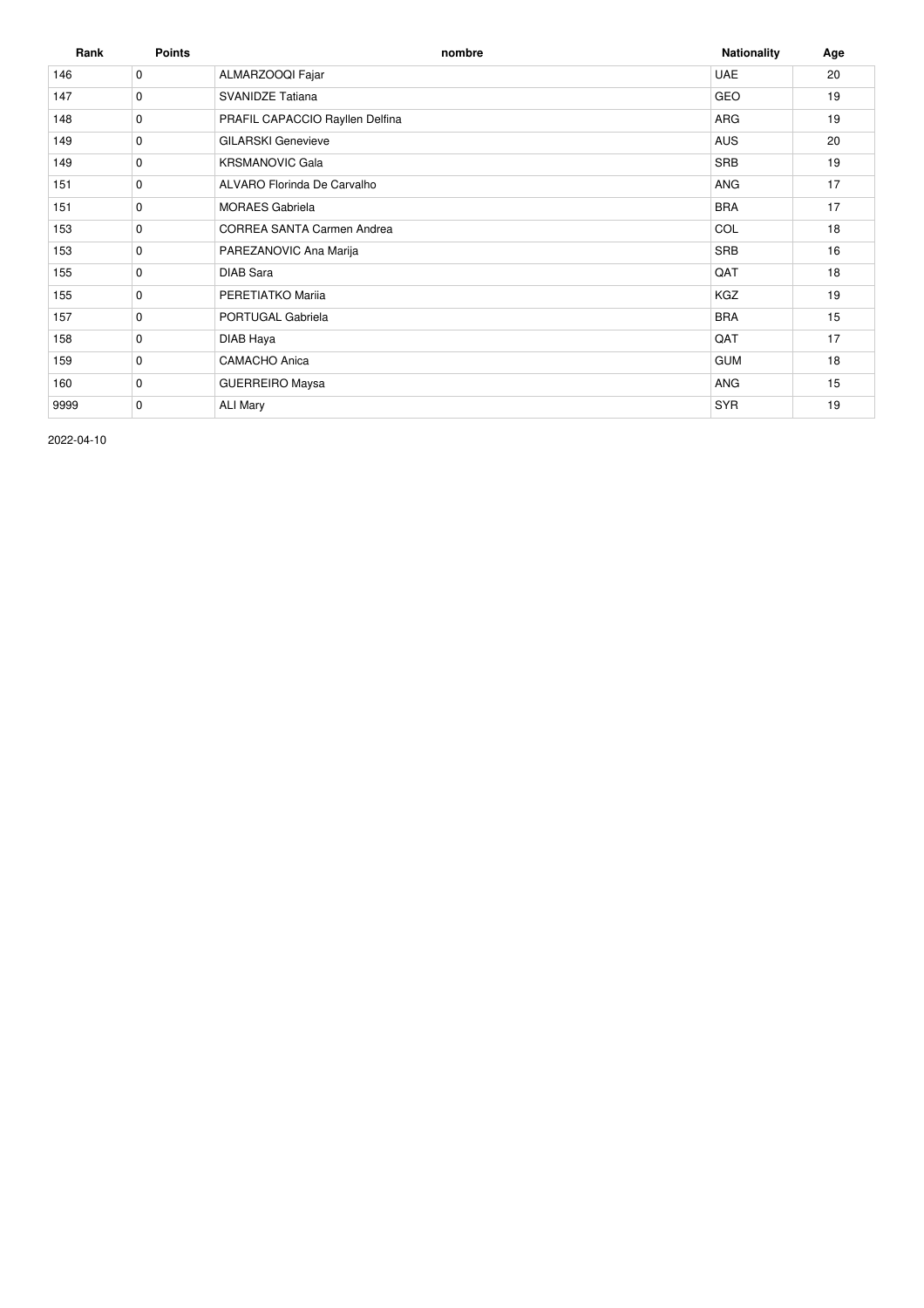| Rank | Points | nombre | Nationality | Age |
|---|---|---|---|---|
| 146 | 0 | ALMARZOOQI Fajar | UAE | 20 |
| 147 | 0 | SVANIDZE Tatiana | GEO | 19 |
| 148 | 0 | PRAFIL CAPACCIO Rayllen Delfina | ARG | 19 |
| 149 | 0 | GILARSKI Genevieve | AUS | 20 |
| 149 | 0 | KRSMANOVIC Gala | SRB | 19 |
| 151 | 0 | ALVARO Florinda De Carvalho | ANG | 17 |
| 151 | 0 | MORAES Gabriela | BRA | 17 |
| 153 | 0 | CORREA SANTA Carmen Andrea | COL | 18 |
| 153 | 0 | PAREZANOVIC Ana Marija | SRB | 16 |
| 155 | 0 | DIAB Sara | QAT | 18 |
| 155 | 0 | PERETIATKO Mariia | KGZ | 19 |
| 157 | 0 | PORTUGAL Gabriela | BRA | 15 |
| 158 | 0 | DIAB Haya | QAT | 17 |
| 159 | 0 | CAMACHO Anica | GUM | 18 |
| 160 | 0 | GUERREIRO Maysa | ANG | 15 |
| 9999 | 0 | ALI Mary | SYR | 19 |

2022-04-10